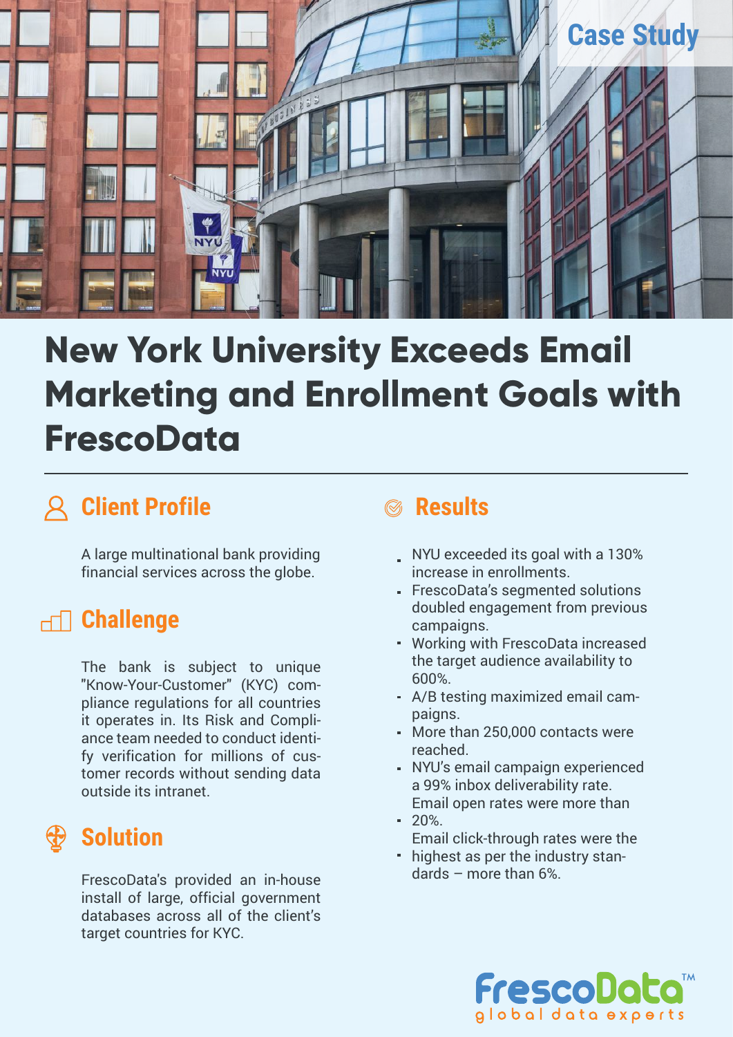Case Study

# New York University Exceeds Email Marketing and Enrollment Goals with FrescoData

## Client Profile

A large multinational bank providing financial services across the globe.

## Challenge

The bank is subject to unique "Know-Your-Customer" (KYC) compliance regulations for all countries it operates in. Its Risk and Compliance team needed to conduct identify verification for millions of customer records without sending data outside its intranet.

## Solution

FrescoData's provided an in-house install of large, official government databases across all of the client's target countries for KYC.

## Results

- NYU exceeded its goal with a 130% increase in enrollments.
- FrescoData's segmented solutions doubled engagement from previous campaigns.
- Working with FrescoData increased the target audience availability to 600%.
- A/B testing maximized email campaigns.
- More than 250,000 contacts were reached.
- NYU's email campaign experienced a 99% inbox deliverability rate.
- Email open rates were more than 20%.
- Email click-through rates were the highest as per the industry standards – more than 6%.

FrescoData™ global data experts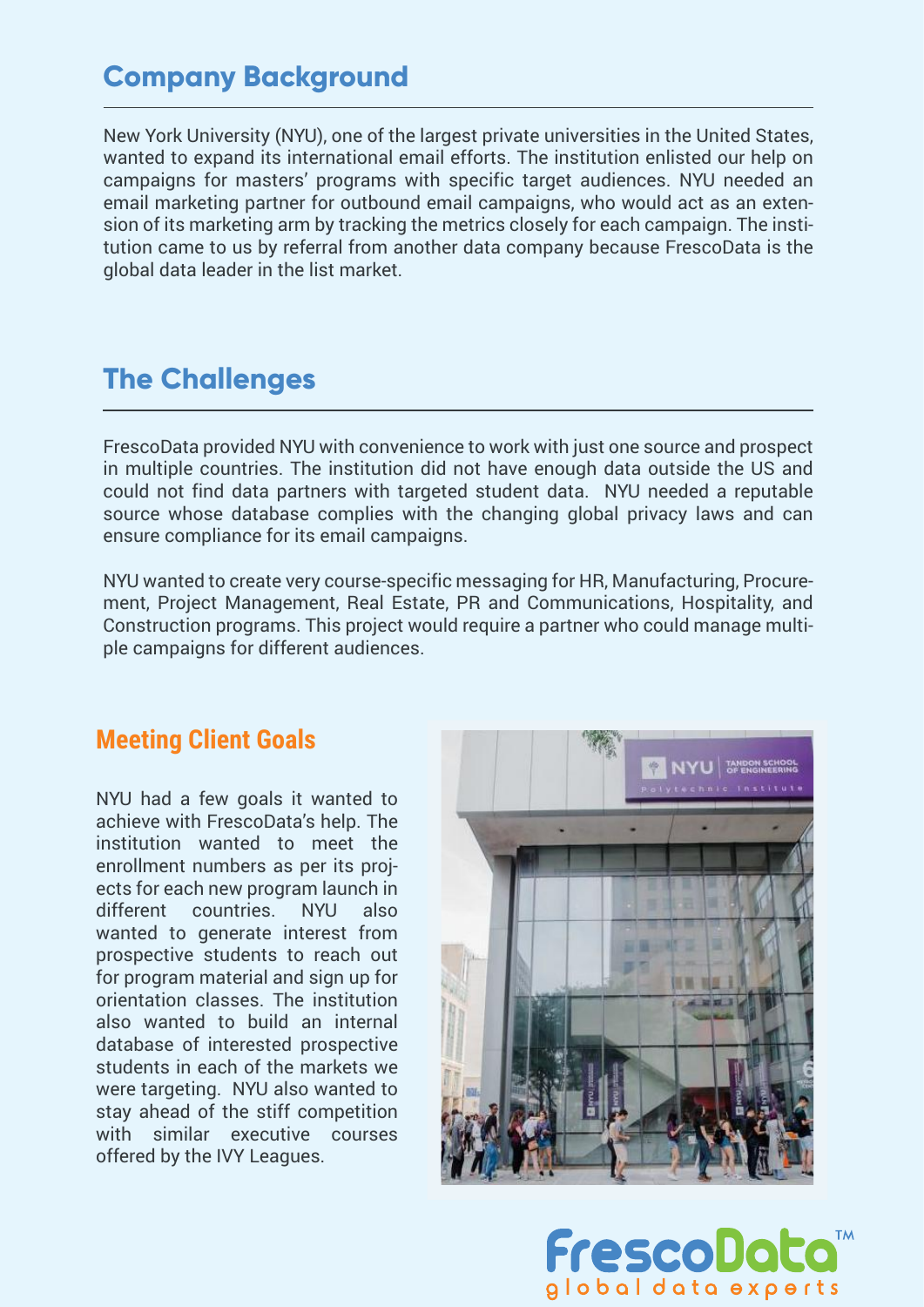## Company Background

New York University (NYU), one of the largest private universities in the United States, wanted to expand its international email efforts. The institution enlisted our help on campaigns for masters' programs with specific target audiences. NYU needed an email marketing partner for outbound email campaigns, who would act as an extension of its marketing arm by tracking the metrics closely for each campaign. The institution came to us by referral from another data company because FrescoData is the global data leader in the list market.

## The Challenges

FrescoData provided NYU with convenience to work with just one source and prospect in multiple countries. The institution did not have enough data outside the US and could not find data partners with targeted student data. NYU needed a reputable source whose database complies with the changing global privacy laws and can ensure compliance for its email campaigns.

NYU wanted to create very course-specific messaging for HR, Manufacturing, Procurement, Project Management, Real Estate, PR and Communications, Hospitality, and Construction programs. This project would require a partner who could manage multiple campaigns for different audiences.

### Meeting Client Goals

NYU had a few goals it wanted to achieve with FrescoData's help. The institution wanted to meet the enrollment numbers as per its projects for each new program launch in different countries. NYU also wanted to generate interest from prospective students to reach out for program material and sign up for orientation classes. The institution also wanted to build an internal database of interested prospective students in each of the markets we were targeting. NYU also wanted to stay ahead of the stiff competition with similar executive courses offered by the IVY Leagues.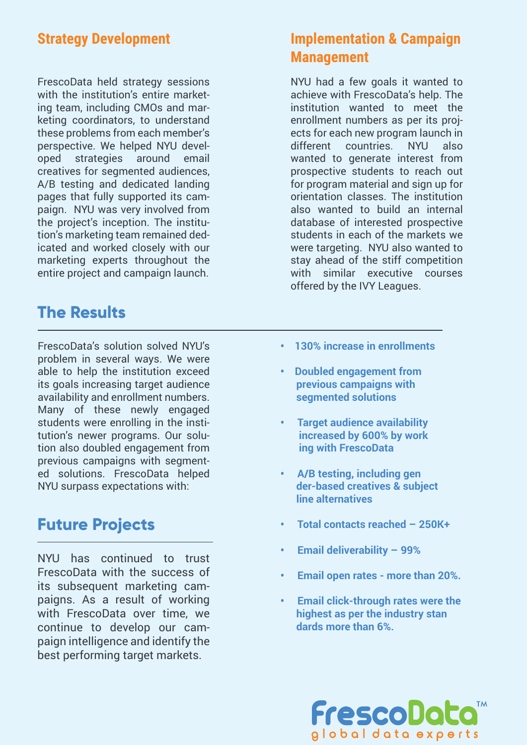## Strategy Development

FrescoData held strategy sessions with the institution's entire marketing team, including CMOs and marketing coordinators, to understand these problems from each member's perspective. We helped NYU developed strategies around email creatives for segmented audiences, A/B testing and dedicated landing pages that fully supported its campaign. NYU was very involved from the project's inception. The institution's marketing team remained dedicated and worked closely with our marketing experts throughout the entire project and campaign launch.

## Implementation & Campaign Management

NYU had a few goals it wanted to achieve with FrescoData's help. The institution wanted to meet the enrollment numbers as per its projects for each new program launch in different countries. NYU also wanted to generate interest from prospective students to reach out for program material and sign up for orientation classes. The institution also wanted to build an internal database of interested prospective students in each of the markets we were targeting. NYU also wanted to stay ahead of the stiff competition with similar executive courses offered by the IVY Leagues.

## The Results

FrescoData's solution solved NYU's problem in several ways. We were able to help the institution exceed its goals increasing target audience availability and enrollment numbers. Many of these newly engaged students were enrolling in the institution's newer programs. Our solution also doubled engagement from previous campaigns with segmented solutions. FrescoData helped NYU surpass expectations with:

- **130% increase in enrollments**
- **Doubled engagement from previous campaigns with segmented solutions**
- **Target audience availability increased by 600% by working with FrescoData**
- **A/B testing, including gender-based creatives & subject line alternatives**
- **Total contacts reached – 250K+**
- **Email deliverability – 99%**
- **Email open rates - more than 20%.**
- **Email click-through rates were the highest as per the industry standards more than 6%.**

## Future Projects

NYU has continued to trust FrescoData with the success of its subsequent marketing campaigns. As a result of working with FrescoData over time, we continue to develop our campaign intelligence and identify the best performing target markets.

FrescoData™
global data experts